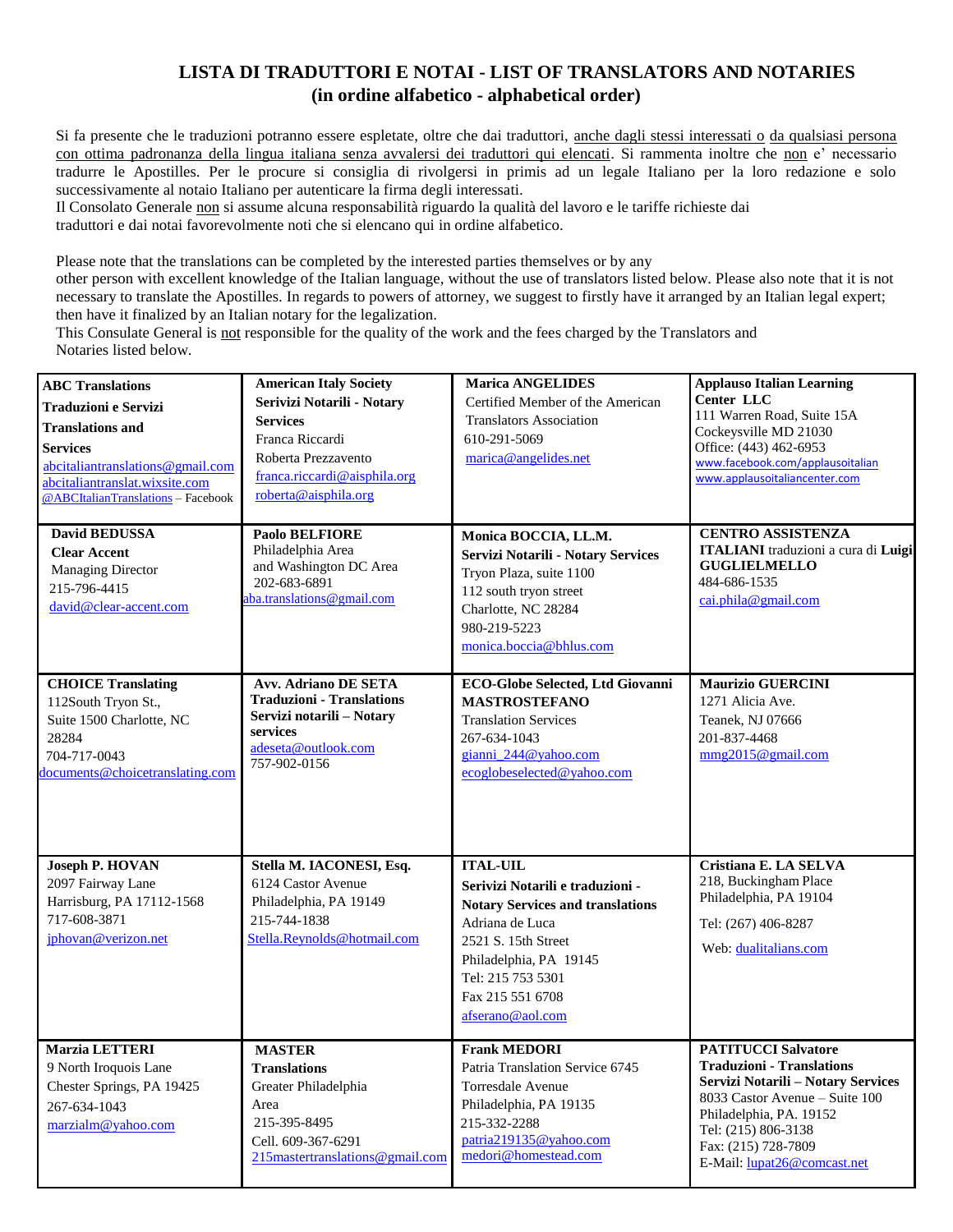# LISTA DI TRADUTTORI E NOTAI - LIST OF TRANSLATORS AND NOTARIES
## (in ordine alfabetico - alphabetical order)

Si fa presente che le traduzioni potranno essere espletate, oltre che dai traduttori, anche dagli stessi interessati o da qualsiasi persona con ottima padronanza della lingua italiana senza avvalersi dei traduttori qui elencati. Si rammenta inoltre che non e' necessario tradurre le Apostilles. Per le procure si consiglia di rivolgersi in primis ad un legale Italiano per la loro redazione e solo successivamente al notaio Italiano per autenticare la firma degli interessati.
Il Consolato Generale non si assume alcuna responsabilità riguardo la qualità del lavoro e le tariffe richieste dai traduttori e dai notai favorevolmente noti che si elencano qui in ordine alfabetico.

Please note that the translations can be completed by the interested parties themselves or by any other person with excellent knowledge of the Italian language, without the use of translators listed below. Please also note that it is not necessary to translate the Apostilles. In regards to powers of attorney, we suggest to firstly have it arranged by an Italian legal expert; then have it finalized by an Italian notary for the legalization.
This Consulate General is not responsible for the quality of the work and the fees charged by the Translators and Notaries listed below.

| | | | |
|---|---|---|---|
| **ABC Translations**<br>**Traduzioni e Servizi**<br>**Translations and Services**<br>abcitaliantranslations@gmail.com<br>abcitaliantranslat.wixsite.com<br>@ABCItalianTranslations – Facebook | **American Italy Society**<br>**Serivizi Notarili - Notary Services**<br>Franca Riccardi<br>Roberta Prezzavento<br>franca.riccardi@aisphila.org<br>roberta@aisphila.org | **Marica ANGELIDES**<br>Certified Member of the American Translators Association<br>610-291-5069<br>marica@angelides.net | **Applauso Italian Learning Center LLC**<br>111 Warren Road, Suite 15A<br>Cockeysville MD 21030<br>Office: (443) 462-6953<br>www.facebook.com/applausoitalian<br>www.applausoitaliancenter.com |
| **David BEDUSSA**<br>**Clear Accent**<br>Managing Director<br>215-796-4415<br>david@clear-accent.com | **Paolo BELFIORE**<br>Philadelphia Area<br>and Washington DC Area<br>202-683-6891<br>aba.translations@gmail.com | **Monica BOCCIA, LL.M.**<br>**Servizi Notarili - Notary Services**<br>Tryon Plaza, suite 1100<br>112 south tryon street<br>Charlotte, NC 28284<br>980-219-5223<br>monica.boccia@bhlus.com | **CENTRO ASSISTENZA ITALIANI** traduzioni a cura di **Luigi GUGLIELMELLO**<br>484-686-1535<br>cai.phila@gmail.com |
| **CHOICE Translating**<br>112South Tryon St.,<br>Suite 1500 Charlotte, NC 28284<br>704-717-0043<br>documents@choicetranslating.com | **Avv. Adriano DE SETA**<br>**Traduzioni - Translations**<br>**Servizi notarili – Notary services**<br>adeseta@outlook.com<br>757-902-0156 | **ECO-Globe Selected, Ltd Giovanni MASTROSTEFANO**<br>Translation Services<br>267-634-1043<br>gianni_244@yahoo.com<br>ecoglobeselected@yahoo.com | **Maurizio GUERCINI**<br>1271 Alicia Ave.<br>Teanek, NJ 07666<br>201-837-4468<br>mmg2015@gmail.com |
| **Joseph P. HOVAN**<br>2097 Fairway Lane<br>Harrisburg, PA 17112-1568<br>717-608-3871<br>jphovan@verizon.net | **Stella M. IACONESI, Esq.**<br>6124 Castor Avenue<br>Philadelphia, PA 19149<br>215-744-1838<br>Stella.Reynolds@hotmail.com | **ITAL-UIL**<br>**Serivizi Notarili e traduzioni - Notary Services and translations**<br>Adriana de Luca<br>2521 S. 15th Street<br>Philadelphia, PA 19145<br>Tel: 215 753 5301<br>Fax 215 551 6708<br>afserano@aol.com | **Cristiana E. LA SELVA**<br>218, Buckingham Place<br>Philadelphia, PA 19104<br>Tel: (267) 406-8287<br>Web: dualitalians.com |
| **Marzia LETTERI**<br>9 North Iroquois Lane<br>Chester Springs, PA 19425<br>267-634-1043<br>marzialm@yahoo.com | **MASTER Translations**<br>Greater Philadelphia Area<br>215-395-8495<br>Cell. 609-367-6291<br>215mastertranslations@gmail.com | **Frank MEDORI**<br>Patria Translation Service 6745 Torresdale Avenue<br>Philadelphia, PA 19135<br>215-332-2288<br>patria219135@yahoo.com<br>medori@homestead.com | **PATITUCCI Salvatore**<br>**Traduzioni - Translations**<br>**Servizi Notarili – Notary Services**<br>8033 Castor Avenue – Suite 100<br>Philadelphia, PA. 19152<br>Tel: (215) 806-3138<br>Fax: (215) 728-7809<br>E-Mail: lupat26@comcast.net |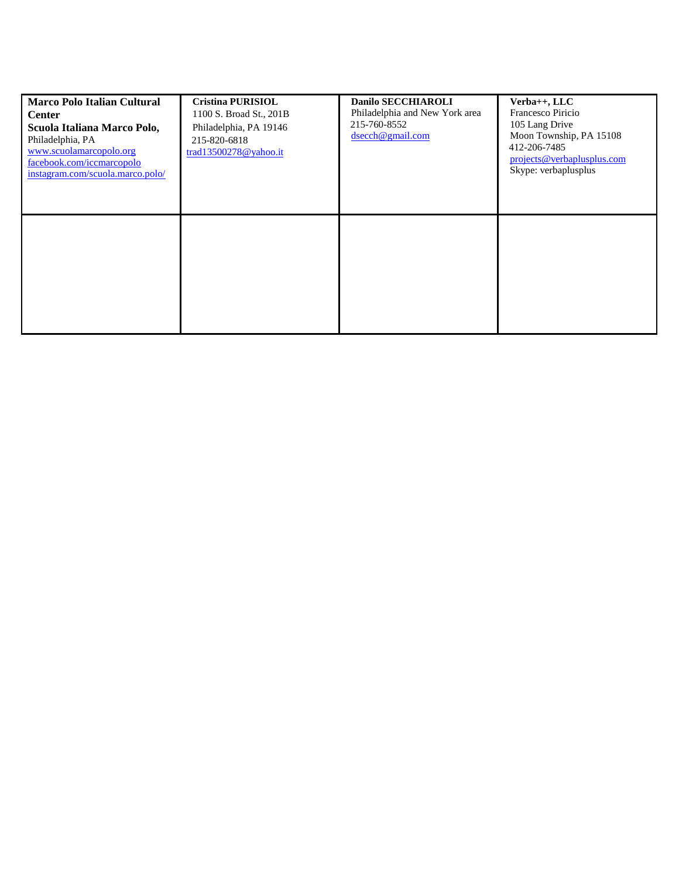| | | | |
|---|---|---|---|
| **Marco Polo Italian Cultural Center**<br>**Scuola Italiana Marco Polo,**<br>Philadelphia, PA<br>www.scuolamarcopolo.org<br>facebook.com/iccmarcopolo<br>instagram.com/scuola.marco.polo/ | **Cristina PURISIOL**<br>1100 S. Broad St., 201B<br>Philadelphia, PA 19146<br>215-820-6818<br>trad13500278@yahoo.it | **Danilo SECCHIAROLI**<br>Philadelphia and New York area<br>215-760-8552<br>dsecch@gmail.com | **Verba++, LLC**<br>Francesco Piricio<br>105 Lang Drive<br>Moon Township, PA 15108<br>412-206-7485<br>projects@verbaplusplus.com<br>Skype: verbaplusplus |
| | | | |